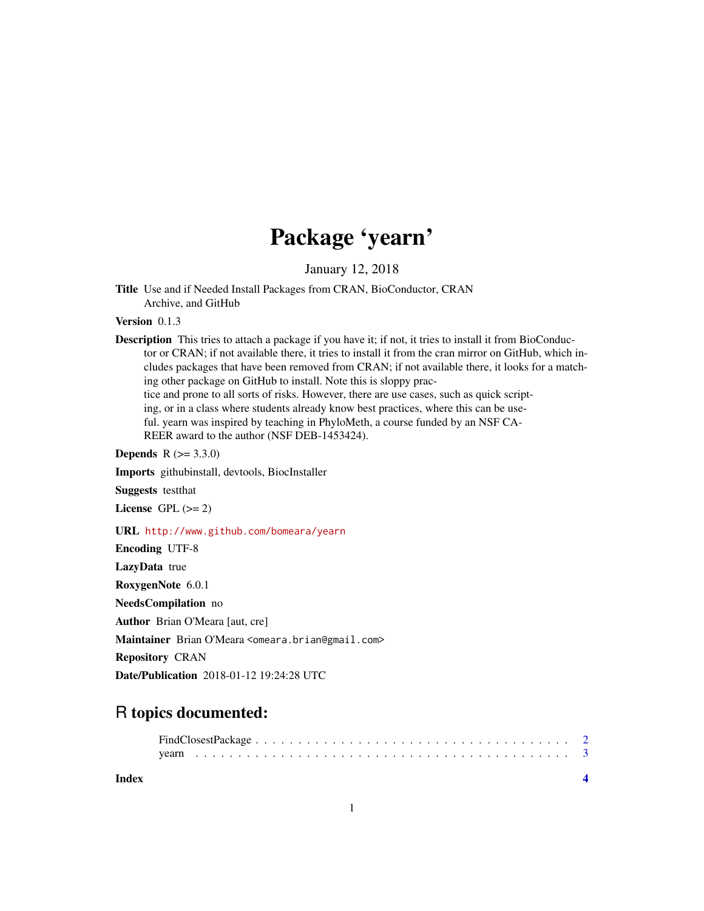# Package 'yearn'

January 12, 2018

**Title** Use and if Needed Install Packages from CRAN, BioConductor, CRAN Archive, and GitHub

**Version** 0.1.3

**Description** This tries to attach a package if you have it; if not, it tries to install it from BioConductor or CRAN; if not available there, it tries to install it from the cran mirror on GitHub, which includes packages that have been removed from CRAN; if not available there, it looks for a matching other package on GitHub to install. Note this is sloppy practice and prone to all sorts of risks. However, there are use cases, such as quick scripting, or in a class where students already know best practices, where this can be useful. yearn was inspired by teaching in PhyloMeth, a course funded by an NSF CAREER award to the author (NSF DEB-1453424).

**Depends** R (>= 3.3.0)

**Imports** githubinstall, devtools, BiocInstaller

**Suggests** testthat

**License** GPL (>= 2)

**URL** http://www.github.com/bomeara/yearn

**Encoding** UTF-8

**LazyData** true

**RoxygenNote** 6.0.1

**NeedsCompilation** no

**Author** Brian O'Meara [aut, cre]

**Maintainer** Brian O'Meara <omeara.brian@gmail.com>

**Repository** CRAN

**Date/Publication** 2018-01-12 19:24:28 UTC

## R topics documented:

FindClosestPackage . . . . . . . . . . . . . . . . . . . . . . . . . . . . . . . . . . . . 2
yearn . . . . . . . . . . . . . . . . . . . . . . . . . . . . . . . . . . . . . . . . . . . 3

**Index** **4**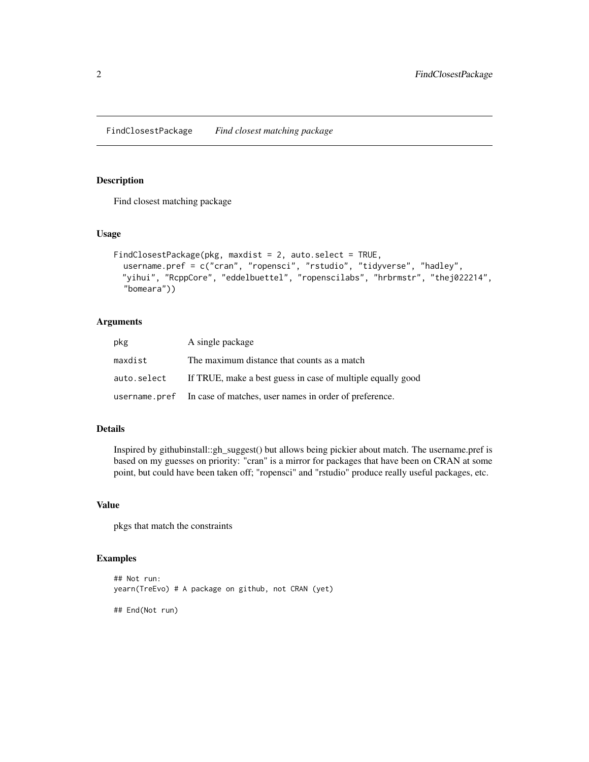FindClosestPackage *Find closest matching package*

## Description

Find closest matching package

## Usage

```
FindClosestPackage(pkg, maxdist = 2, auto.select = TRUE,
  username.pref = c("cran", "ropensci", "rstudio", "tidyverse", "hadley",
  "yihui", "RcppCore", "eddelbuettel", "ropenscilabs", "hrbrmstr", "thej022214",
  "bomeara"))
```

## Arguments

| | |
|---|---|
| pkg | A single package |
| maxdist | The maximum distance that counts as a match |
| auto.select | If TRUE, make a best guess in case of multiple equally good |
| username.pref | In case of matches, user names in order of preference. |

## Details

Inspired by githubinstall::gh_suggest() but allows being pickier about match. The username.pref is based on my guesses on priority: "cran" is a mirror for packages that have been on CRAN at some point, but could have been taken off; "ropensci" and "rstudio" produce really useful packages, etc.

## Value

pkgs that match the constraints

## Examples

```
## Not run:
yearn(TreEvo) # A package on github, not CRAN (yet)

## End(Not run)
```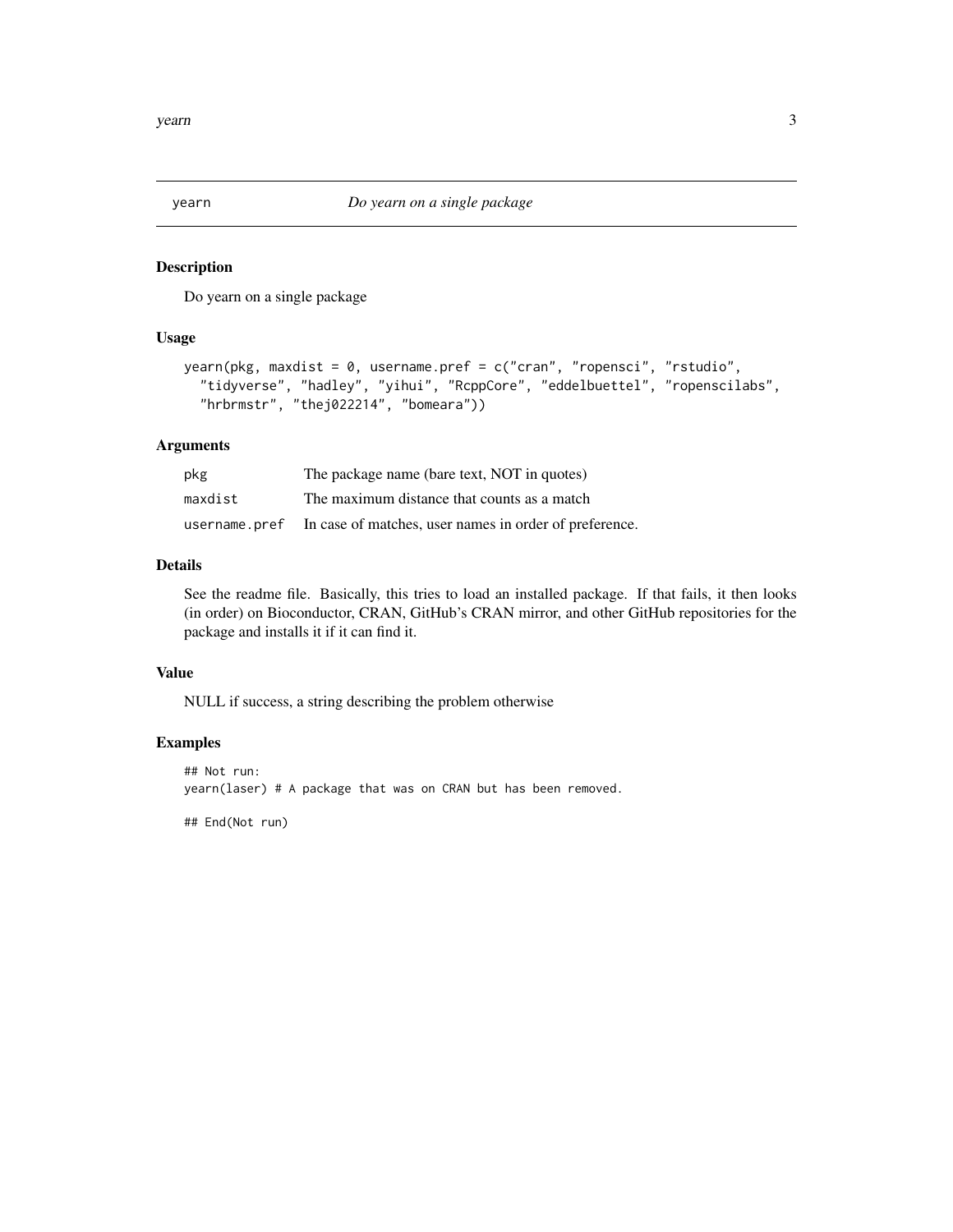`yearn` *Do yearn on a single package*

## Description

Do yearn on a single package

## Usage

```
yearn(pkg, maxdist = 0, username.pref = c("cran", "ropensci", "rstudio",
  "tidyverse", "hadley", "yihui", "RcppCore", "eddelbuettel", "ropenscilabs",
  "hrbrmstr", "thej022214", "bomeara"))
```

## Arguments

| | |
|---|---|
| `pkg` | The package name (bare text, NOT in quotes) |
| `maxdist` | The maximum distance that counts as a match |
| `username.pref` | In case of matches, user names in order of preference. |

## Details

See the readme file. Basically, this tries to load an installed package. If that fails, it then looks (in order) on Bioconductor, CRAN, GitHub's CRAN mirror, and other GitHub repositories for the package and installs it if it can find it.

## Value

NULL if success, a string describing the problem otherwise

## Examples

```
## Not run:
yearn(laser) # A package that was on CRAN but has been removed.

## End(Not run)
```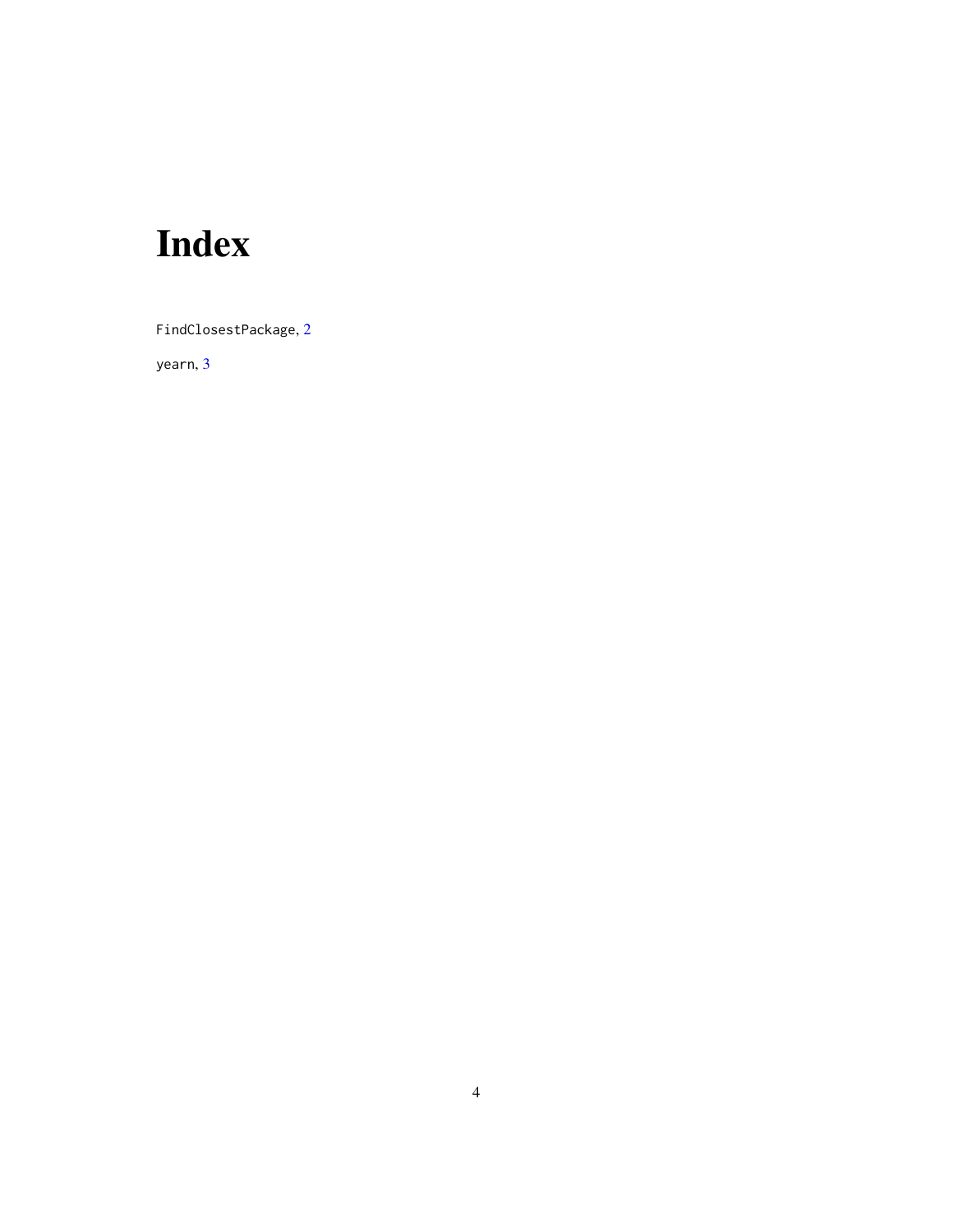# Index

FindClosestPackage, 2

yearn, 3